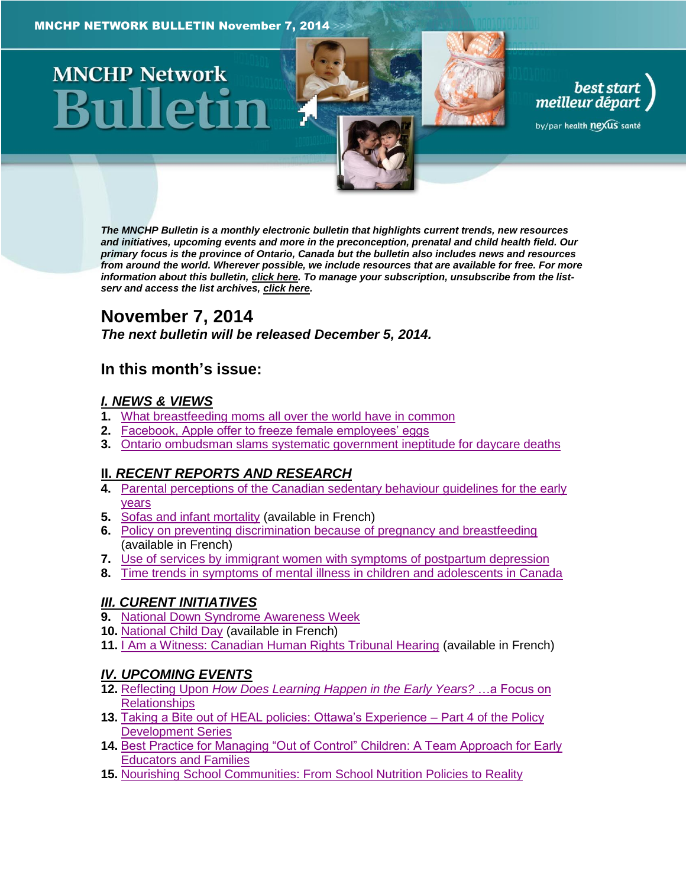MNCHP NETWORK BULLETIN November 7, 2014

# MNCHP Network Bulletin

best start meilleur départ
by/par health nexus santé

***The MNCHP Bulletin is a monthly electronic bulletin that highlights current trends, new resources and initiatives, upcoming events and more in the preconception, prenatal and child health field. Our primary focus is the province of Ontario, Canada but the bulletin also includes news and resources from around the world. Wherever possible, we include resources that are available for free. For more information about this bulletin, click here. To manage your subscription, unsubscribe from the list-serv and access the list archives, click here.***

## November 7, 2014

***The next bulletin will be released December 5, 2014.***

## In this month's issue:

### *I. NEWS & VIEWS*

1. What breastfeeding moms all over the world have in common
2. Facebook, Apple offer to freeze female employees' eggs
3. Ontario ombudsman slams systematic government ineptitude for daycare deaths

### *II. RECENT REPORTS AND RESEARCH*

4. Parental perceptions of the Canadian sedentary behaviour guidelines for the early years
5. Sofas and infant mortality (available in French)
6. Policy on preventing discrimination because of pregnancy and breastfeeding (available in French)
7. Use of services by immigrant women with symptoms of postpartum depression
8. Time trends in symptoms of mental illness in children and adolescents in Canada

### *III. CURENT INITIATIVES*

9. National Down Syndrome Awareness Week
10. National Child Day (available in French)
11. I Am a Witness: Canadian Human Rights Tribunal Hearing (available in French)

### *IV. UPCOMING EVENTS*

12. Reflecting Upon *How Does Learning Happen in the Early Years?* …a Focus on Relationships
13. Taking a Bite out of HEAL policies: Ottawa's Experience – Part 4 of the Policy Development Series
14. Best Practice for Managing "Out of Control" Children: A Team Approach for Early Educators and Families
15. Nourishing School Communities: From School Nutrition Policies to Reality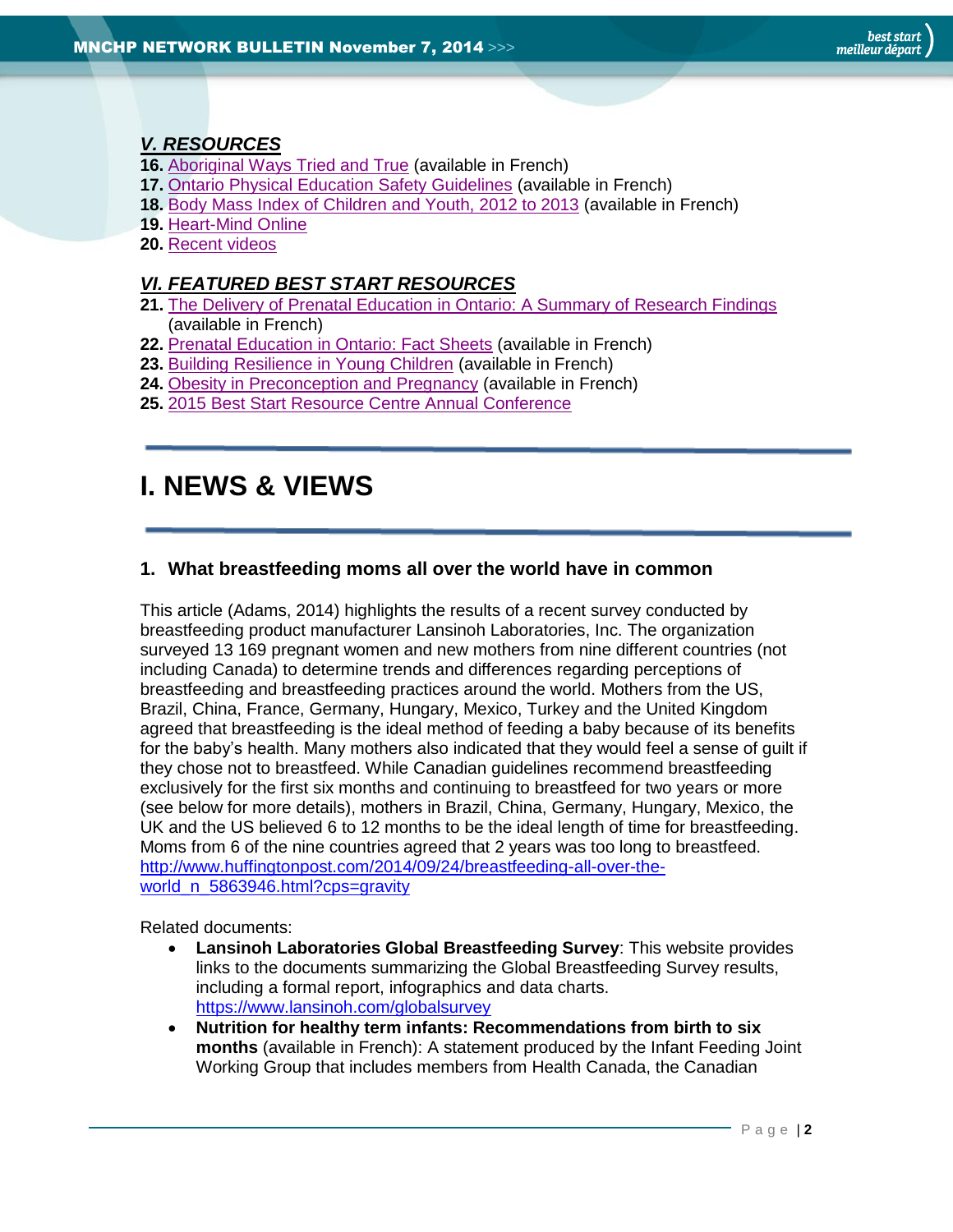### *V. RESOURCES*

**16.** Aboriginal Ways Tried and True (available in French)
**17.** Ontario Physical Education Safety Guidelines (available in French)
**18.** Body Mass Index of Children and Youth, 2012 to 2013 (available in French)
**19.** Heart-Mind Online
**20.** Recent videos

### *VI. FEATURED BEST START RESOURCES*

**21.** The Delivery of Prenatal Education in Ontario: A Summary of Research Findings (available in French)
**22.** Prenatal Education in Ontario: Fact Sheets (available in French)
**23.** Building Resilience in Young Children (available in French)
**24.** Obesity in Preconception and Pregnancy (available in French)
**25.** 2015 Best Start Resource Centre Annual Conference

---

# I. NEWS & VIEWS

---

### 1. What breastfeeding moms all over the world have in common

This article (Adams, 2014) highlights the results of a recent survey conducted by breastfeeding product manufacturer Lansinoh Laboratories, Inc. The organization surveyed 13 169 pregnant women and new mothers from nine different countries (not including Canada) to determine trends and differences regarding perceptions of breastfeeding and breastfeeding practices around the world. Mothers from the US, Brazil, China, France, Germany, Hungary, Mexico, Turkey and the United Kingdom agreed that breastfeeding is the ideal method of feeding a baby because of its benefits for the baby's health. Many mothers also indicated that they would feel a sense of guilt if they chose not to breastfeed. While Canadian guidelines recommend breastfeeding exclusively for the first six months and continuing to breastfeed for two years or more (see below for more details), mothers in Brazil, China, Germany, Hungary, Mexico, the UK and the US believed 6 to 12 months to be the ideal length of time for breastfeeding. Moms from 6 of the nine countries agreed that 2 years was too long to breastfeed.
http://www.huffingtonpost.com/2014/09/24/breastfeeding-all-over-the-world_n_5863946.html?cps=gravity

Related documents:

- **Lansinoh Laboratories Global Breastfeeding Survey**: This website provides links to the documents summarizing the Global Breastfeeding Survey results, including a formal report, infographics and data charts.
https://www.lansinoh.com/globalsurvey
- **Nutrition for healthy term infants: Recommendations from birth to six months** (available in French): A statement produced by the Infant Feeding Joint Working Group that includes members from Health Canada, the Canadian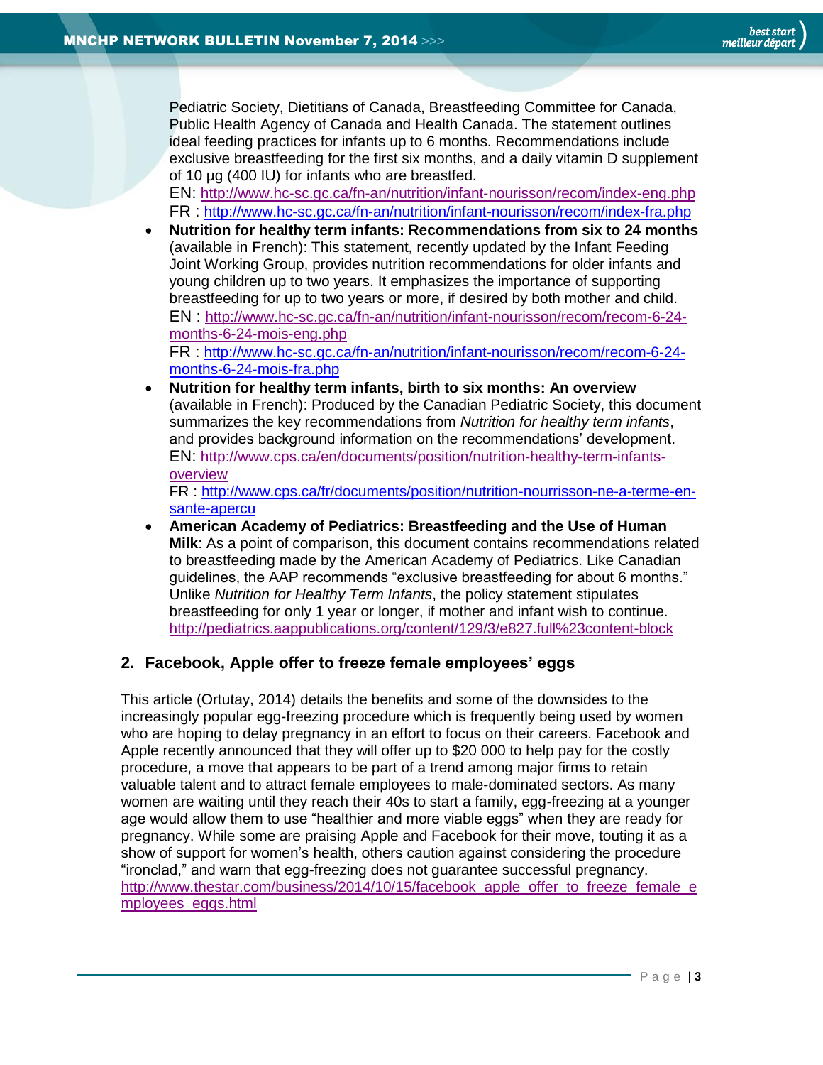Pediatric Society, Dietitians of Canada, Breastfeeding Committee for Canada, Public Health Agency of Canada and Health Canada. The statement outlines ideal feeding practices for infants up to 6 months. Recommendations include exclusive breastfeeding for the first six months, and a daily vitamin D supplement of 10 µg (400 IU) for infants who are breastfed.
EN: http://www.hc-sc.gc.ca/fn-an/nutrition/infant-nourisson/recom/index-eng.php
FR : http://www.hc-sc.gc.ca/fn-an/nutrition/infant-nourisson/recom/index-fra.php

- **Nutrition for healthy term infants: Recommendations from six to 24 months** (available in French): This statement, recently updated by the Infant Feeding Joint Working Group, provides nutrition recommendations for older infants and young children up to two years. It emphasizes the importance of supporting breastfeeding for up to two years or more, if desired by both mother and child.
EN : http://www.hc-sc.gc.ca/fn-an/nutrition/infant-nourisson/recom/recom-6-24-months-6-24-mois-eng.php
FR : http://www.hc-sc.gc.ca/fn-an/nutrition/infant-nourisson/recom/recom-6-24-months-6-24-mois-fra.php
- **Nutrition for healthy term infants, birth to six months: An overview** (available in French): Produced by the Canadian Pediatric Society, this document summarizes the key recommendations from *Nutrition for healthy term infants*, and provides background information on the recommendations' development.
EN: http://www.cps.ca/en/documents/position/nutrition-healthy-term-infants-overview
FR : http://www.cps.ca/fr/documents/position/nutrition-nourrisson-ne-a-terme-en-sante-apercu
- **American Academy of Pediatrics: Breastfeeding and the Use of Human Milk**: As a point of comparison, this document contains recommendations related to breastfeeding made by the American Academy of Pediatrics. Like Canadian guidelines, the AAP recommends "exclusive breastfeeding for about 6 months." Unlike *Nutrition for Healthy Term Infants*, the policy statement stipulates breastfeeding for only 1 year or longer, if mother and infant wish to continue.
http://pediatrics.aappublications.org/content/129/3/e827.full%23content-block

## 2. Facebook, Apple offer to freeze female employees' eggs

This article (Ortutay, 2014) details the benefits and some of the downsides to the increasingly popular egg-freezing procedure which is frequently being used by women who are hoping to delay pregnancy in an effort to focus on their careers. Facebook and Apple recently announced that they will offer up to $20 000 to help pay for the costly procedure, a move that appears to be part of a trend among major firms to retain valuable talent and to attract female employees to male-dominated sectors. As many women are waiting until they reach their 40s to start a family, egg-freezing at a younger age would allow them to use "healthier and more viable eggs" when they are ready for pregnancy. While some are praising Apple and Facebook for their move, touting it as a show of support for women's health, others caution against considering the procedure "ironclad," and warn that egg-freezing does not guarantee successful pregnancy.
http://www.thestar.com/business/2014/10/15/facebook_apple_offer_to_freeze_female_employees_eggs.html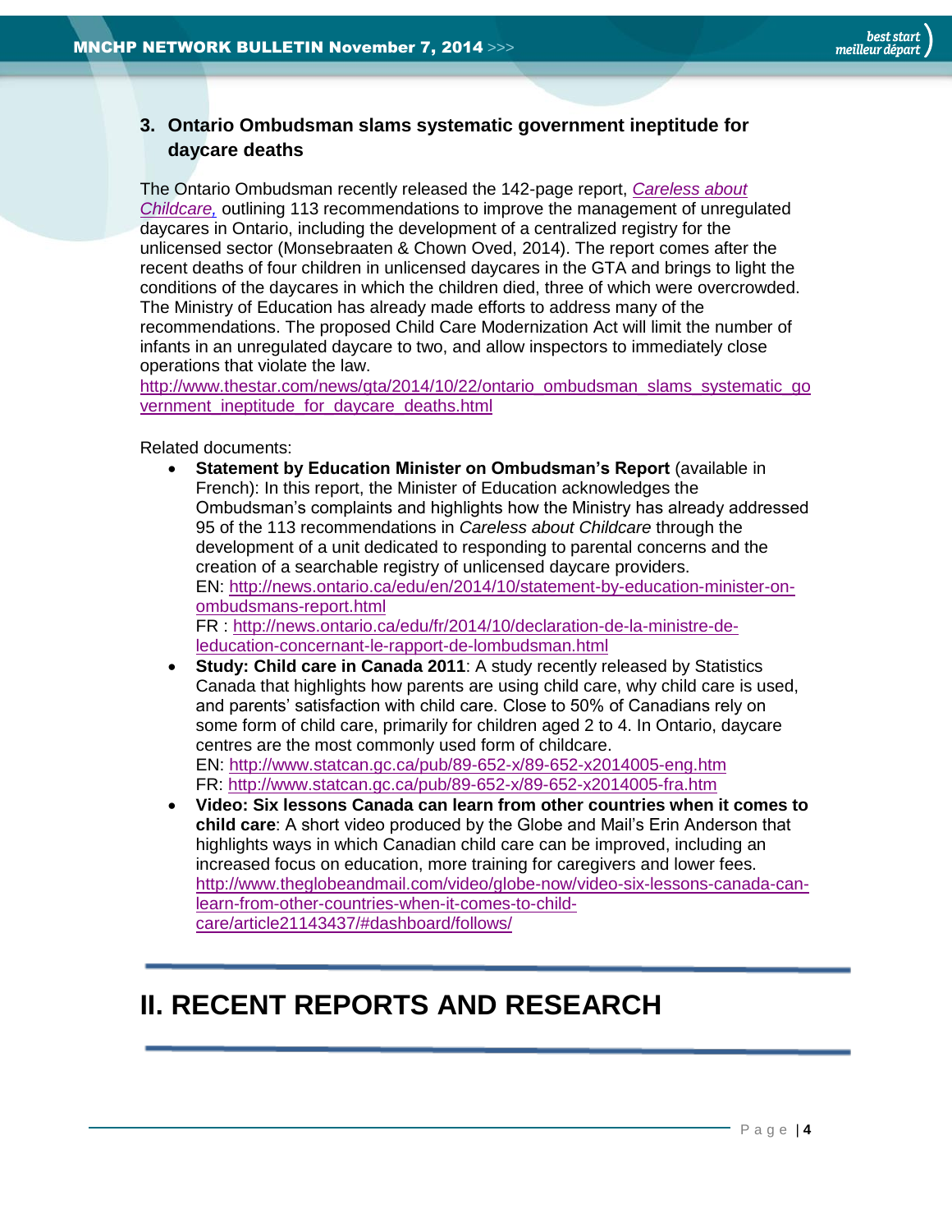### 3. Ontario Ombudsman slams systematic government ineptitude for daycare deaths

The Ontario Ombudsman recently released the 142-page report, *Careless about Childcare,* outlining 113 recommendations to improve the management of unregulated daycares in Ontario, including the development of a centralized registry for the unlicensed sector (Monsebraaten & Chown Oved, 2014). The report comes after the recent deaths of four children in unlicensed daycares in the GTA and brings to light the conditions of the daycares in which the children died, three of which were overcrowded. The Ministry of Education has already made efforts to address many of the recommendations. The proposed Child Care Modernization Act will limit the number of infants in an unregulated daycare to two, and allow inspectors to immediately close operations that violate the law.
http://www.thestar.com/news/gta/2014/10/22/ontario_ombudsman_slams_systematic_government_ineptitude_for_daycare_deaths.html

Related documents:

- **Statement by Education Minister on Ombudsman's Report** (available in French): In this report, the Minister of Education acknowledges the Ombudsman's complaints and highlights how the Ministry has already addressed 95 of the 113 recommendations in *Careless about Childcare* through the development of a unit dedicated to responding to parental concerns and the creation of a searchable registry of unlicensed daycare providers.
  EN: http://news.ontario.ca/edu/en/2014/10/statement-by-education-minister-on-ombudsmans-report.html
  FR : http://news.ontario.ca/edu/fr/2014/10/declaration-de-la-ministre-de-leducation-concernant-le-rapport-de-lombudsman.html
- **Study: Child care in Canada 2011**: A study recently released by Statistics Canada that highlights how parents are using child care, why child care is used, and parents' satisfaction with child care. Close to 50% of Canadians rely on some form of child care, primarily for children aged 2 to 4. In Ontario, daycare centres are the most commonly used form of childcare.
  EN: http://www.statcan.gc.ca/pub/89-652-x/89-652-x2014005-eng.htm
  FR: http://www.statcan.gc.ca/pub/89-652-x/89-652-x2014005-fra.htm
- **Video: Six lessons Canada can learn from other countries when it comes to child care**: A short video produced by the Globe and Mail's Erin Anderson that highlights ways in which Canadian child care can be improved, including an increased focus on education, more training for caregivers and lower fees.
  http://www.theglobeandmail.com/video/globe-now/video-six-lessons-canada-can-learn-from-other-countries-when-it-comes-to-child-care/article21143437/#dashboard/follows/

# II. RECENT REPORTS AND RESEARCH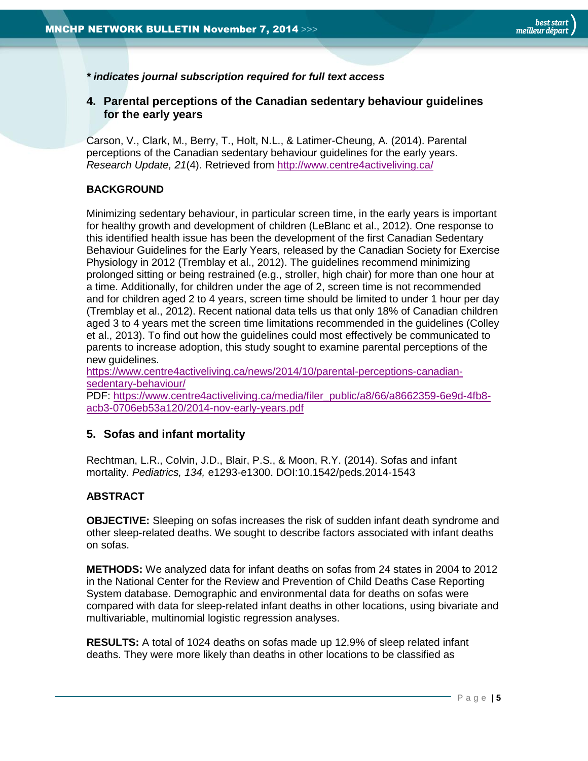***indicates journal subscription required for full text access***

## 4. Parental perceptions of the Canadian sedentary behaviour guidelines for the early years

Carson, V., Clark, M., Berry, T., Holt, N.L., & Latimer-Cheung, A. (2014). Parental perceptions of the Canadian sedentary behaviour guidelines for the early years. *Research Update, 21*(4). Retrieved from http://www.centre4activeliving.ca/

**BACKGROUND**

Minimizing sedentary behaviour, in particular screen time, in the early years is important for healthy growth and development of children (LeBlanc et al., 2012). One response to this identified health issue has been the development of the first Canadian Sedentary Behaviour Guidelines for the Early Years, released by the Canadian Society for Exercise Physiology in 2012 (Tremblay et al., 2012). The guidelines recommend minimizing prolonged sitting or being restrained (e.g., stroller, high chair) for more than one hour at a time. Additionally, for children under the age of 2, screen time is not recommended and for children aged 2 to 4 years, screen time should be limited to under 1 hour per day (Tremblay et al., 2012). Recent national data tells us that only 18% of Canadian children aged 3 to 4 years met the screen time limitations recommended in the guidelines (Colley et al., 2013). To find out how the guidelines could most effectively be communicated to parents to increase adoption, this study sought to examine parental perceptions of the new guidelines.
https://www.centre4activeliving.ca/news/2014/10/parental-perceptions-canadian-sedentary-behaviour/
PDF: https://www.centre4activeliving.ca/media/filer_public/a8/66/a8662359-6e9d-4fb8-acb3-0706eb53a120/2014-nov-early-years.pdf

## 5. Sofas and infant mortality

Rechtman, L.R., Colvin, J.D., Blair, P.S., & Moon, R.Y. (2014). Sofas and infant mortality. *Pediatrics, 134,* e1293-e1300. DOI:10.1542/peds.2014-1543

**ABSTRACT**

**OBJECTIVE:** Sleeping on sofas increases the risk of sudden infant death syndrome and other sleep-related deaths. We sought to describe factors associated with infant deaths on sofas.

**METHODS:** We analyzed data for infant deaths on sofas from 24 states in 2004 to 2012 in the National Center for the Review and Prevention of Child Deaths Case Reporting System database. Demographic and environmental data for deaths on sofas were compared with data for sleep-related infant deaths in other locations, using bivariate and multivariable, multinomial logistic regression analyses.

**RESULTS:** A total of 1024 deaths on sofas made up 12.9% of sleep related infant deaths. They were more likely than deaths in other locations to be classified as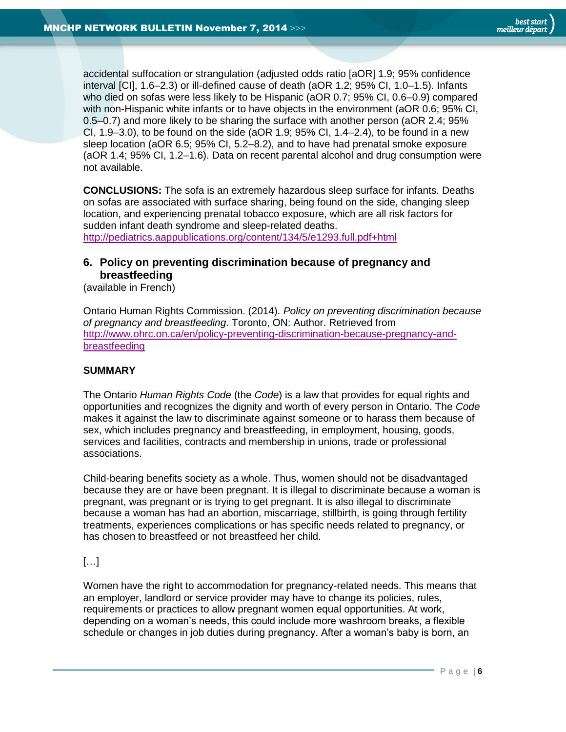accidental suffocation or strangulation (adjusted odds ratio [aOR] 1.9; 95% confidence interval [CI], 1.6–2.3) or ill-defined cause of death (aOR 1.2; 95% CI, 1.0–1.5). Infants who died on sofas were less likely to be Hispanic (aOR 0.7; 95% CI, 0.6–0.9) compared with non-Hispanic white infants or to have objects in the environment (aOR 0.6; 95% CI, 0.5–0.7) and more likely to be sharing the surface with another person (aOR 2.4; 95% CI, 1.9–3.0), to be found on the side (aOR 1.9; 95% CI, 1.4–2.4), to be found in a new sleep location (aOR 6.5; 95% CI, 5.2–8.2), and to have had prenatal smoke exposure (aOR 1.4; 95% CI, 1.2–1.6). Data on recent parental alcohol and drug consumption were not available.

**CONCLUSIONS:** The sofa is an extremely hazardous sleep surface for infants. Deaths on sofas are associated with surface sharing, being found on the side, changing sleep location, and experiencing prenatal tobacco exposure, which are all risk factors for sudden infant death syndrome and sleep-related deaths.
http://pediatrics.aappublications.org/content/134/5/e1293.full.pdf+html

### 6. Policy on preventing discrimination because of pregnancy and breastfeeding

(available in French)

Ontario Human Rights Commission. (2014). *Policy on preventing discrimination because of pregnancy and breastfeeding*. Toronto, ON: Author. Retrieved from http://www.ohrc.on.ca/en/policy-preventing-discrimination-because-pregnancy-and-breastfeeding

**SUMMARY**

The Ontario *Human Rights Code* (the *Code*) is a law that provides for equal rights and opportunities and recognizes the dignity and worth of every person in Ontario. The *Code* makes it against the law to discriminate against someone or to harass them because of sex, which includes pregnancy and breastfeeding, in employment, housing, goods, services and facilities, contracts and membership in unions, trade or professional associations.

Child-bearing benefits society as a whole. Thus, women should not be disadvantaged because they are or have been pregnant. It is illegal to discriminate because a woman is pregnant, was pregnant or is trying to get pregnant. It is also illegal to discriminate because a woman has had an abortion, miscarriage, stillbirth, is going through fertility treatments, experiences complications or has specific needs related to pregnancy, or has chosen to breastfeed or not breastfeed her child.

[…]

Women have the right to accommodation for pregnancy-related needs. This means that an employer, landlord or service provider may have to change its policies, rules, requirements or practices to allow pregnant women equal opportunities. At work, depending on a woman's needs, this could include more washroom breaks, a flexible schedule or changes in job duties during pregnancy. After a woman's baby is born, an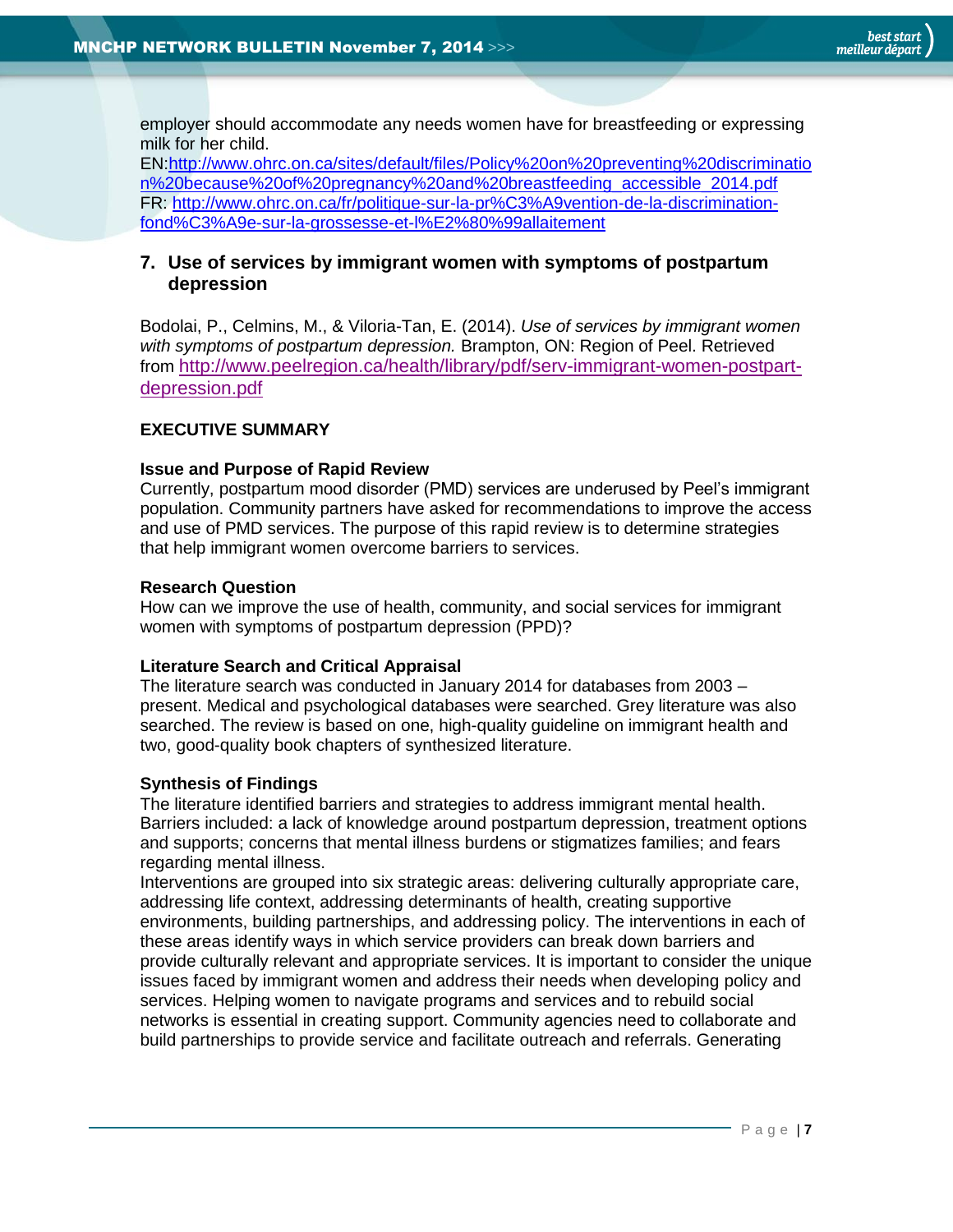employer should accommodate any needs women have for breastfeeding or expressing milk for her child.
EN:http://www.ohrc.on.ca/sites/default/files/Policy%20on%20preventing%20discrimination%20because%20of%20pregnancy%20and%20breastfeeding_accessible_2014.pdf
FR: http://www.ohrc.on.ca/fr/politique-sur-la-pr%C3%A9vention-de-la-discrimination-fond%C3%A9e-sur-la-grossesse-et-l%E2%80%99allaitement

### 7. Use of services by immigrant women with symptoms of postpartum depression

Bodolai, P., Celmins, M., & Viloria-Tan, E. (2014). *Use of services by immigrant women with symptoms of postpartum depression.* Brampton, ON: Region of Peel. Retrieved from http://www.peelregion.ca/health/library/pdf/serv-immigrant-women-postpart-depression.pdf

**EXECUTIVE SUMMARY**

**Issue and Purpose of Rapid Review**
Currently, postpartum mood disorder (PMD) services are underused by Peel's immigrant population. Community partners have asked for recommendations to improve the access and use of PMD services. The purpose of this rapid review is to determine strategies that help immigrant women overcome barriers to services.

**Research Question**
How can we improve the use of health, community, and social services for immigrant women with symptoms of postpartum depression (PPD)?

**Literature Search and Critical Appraisal**
The literature search was conducted in January 2014 for databases from 2003 – present. Medical and psychological databases were searched. Grey literature was also searched. The review is based on one, high-quality guideline on immigrant health and two, good-quality book chapters of synthesized literature.

**Synthesis of Findings**
The literature identified barriers and strategies to address immigrant mental health. Barriers included: a lack of knowledge around postpartum depression, treatment options and supports; concerns that mental illness burdens or stigmatizes families; and fears regarding mental illness.
Interventions are grouped into six strategic areas: delivering culturally appropriate care, addressing life context, addressing determinants of health, creating supportive environments, building partnerships, and addressing policy. The interventions in each of these areas identify ways in which service providers can break down barriers and provide culturally relevant and appropriate services. It is important to consider the unique issues faced by immigrant women and address their needs when developing policy and services. Helping women to navigate programs and services and to rebuild social networks is essential in creating support. Community agencies need to collaborate and build partnerships to provide service and facilitate outreach and referrals. Generating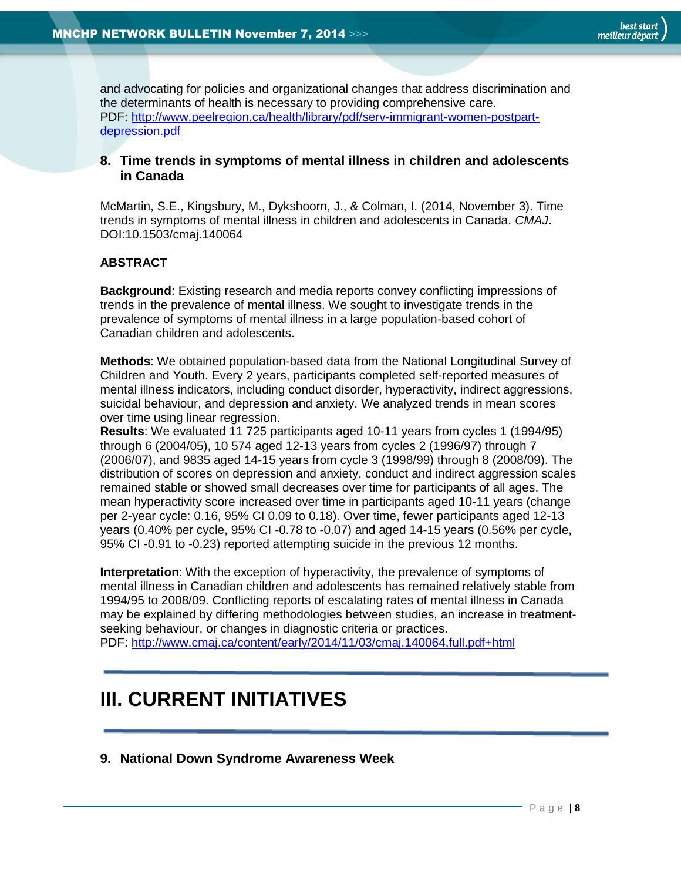and advocating for policies and organizational changes that address discrimination and the determinants of health is necessary to providing comprehensive care.
PDF: [http://www.peelregion.ca/health/library/pdf/serv-immigrant-women-postpart-depression.pdf](http://www.peelregion.ca/health/library/pdf/serv-immigrant-women-postpart-depression.pdf)

### 8. Time trends in symptoms of mental illness in children and adolescents in Canada

McMartin, S.E., Kingsbury, M., Dykshoorn, J., & Colman, I. (2014, November 3). Time trends in symptoms of mental illness in children and adolescents in Canada. *CMAJ*. DOI:10.1503/cmaj.140064

**ABSTRACT**

**Background**: Existing research and media reports convey conflicting impressions of trends in the prevalence of mental illness. We sought to investigate trends in the prevalence of symptoms of mental illness in a large population-based cohort of Canadian children and adolescents.

**Methods**: We obtained population-based data from the National Longitudinal Survey of Children and Youth. Every 2 years, participants completed self-reported measures of mental illness indicators, including conduct disorder, hyperactivity, indirect aggressions, suicidal behaviour, and depression and anxiety. We analyzed trends in mean scores over time using linear regression.
**Results**: We evaluated 11 725 participants aged 10-11 years from cycles 1 (1994/95) through 6 (2004/05), 10 574 aged 12-13 years from cycles 2 (1996/97) through 7 (2006/07), and 9835 aged 14-15 years from cycle 3 (1998/99) through 8 (2008/09). The distribution of scores on depression and anxiety, conduct and indirect aggression scales remained stable or showed small decreases over time for participants of all ages. The mean hyperactivity score increased over time in participants aged 10-11 years (change per 2-year cycle: 0.16, 95% CI 0.09 to 0.18). Over time, fewer participants aged 12-13 years (0.40% per cycle, 95% CI -0.78 to -0.07) and aged 14-15 years (0.56% per cycle, 95% CI -0.91 to -0.23) reported attempting suicide in the previous 12 months.

**Interpretation**: With the exception of hyperactivity, the prevalence of symptoms of mental illness in Canadian children and adolescents has remained relatively stable from 1994/95 to 2008/09. Conflicting reports of escalating rates of mental illness in Canada may be explained by differing methodologies between studies, an increase in treatment-seeking behaviour, or changes in diagnostic criteria or practices.
PDF: [http://www.cmaj.ca/content/early/2014/11/03/cmaj.140064.full.pdf+html](http://www.cmaj.ca/content/early/2014/11/03/cmaj.140064.full.pdf+html)

---

## III. CURRENT INITIATIVES

---

### 9. National Down Syndrome Awareness Week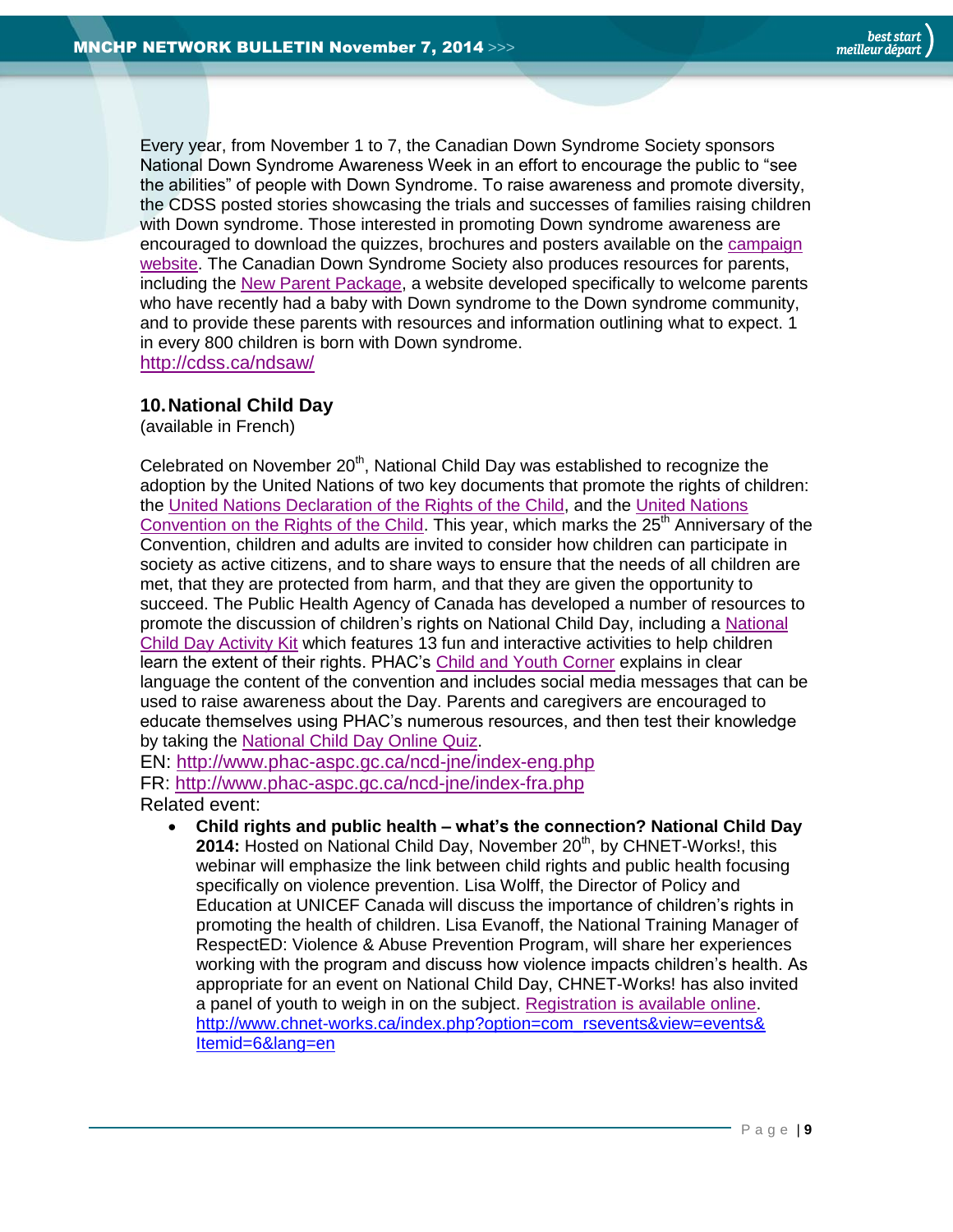Every year, from November 1 to 7, the Canadian Down Syndrome Society sponsors National Down Syndrome Awareness Week in an effort to encourage the public to "see the abilities" of people with Down Syndrome. To raise awareness and promote diversity, the CDSS posted stories showcasing the trials and successes of families raising children with Down syndrome. Those interested in promoting Down syndrome awareness are encouraged to download the quizzes, brochures and posters available on the campaign website. The Canadian Down Syndrome Society also produces resources for parents, including the New Parent Package, a website developed specifically to welcome parents who have recently had a baby with Down syndrome to the Down syndrome community, and to provide these parents with resources and information outlining what to expect. 1 in every 800 children is born with Down syndrome.
http://cdss.ca/ndsaw/

### 10. National Child Day

(available in French)

Celebrated on November 20th, National Child Day was established to recognize the adoption by the United Nations of two key documents that promote the rights of children: the United Nations Declaration of the Rights of the Child, and the United Nations Convention on the Rights of the Child. This year, which marks the 25th Anniversary of the Convention, children and adults are invited to consider how children can participate in society as active citizens, and to share ways to ensure that the needs of all children are met, that they are protected from harm, and that they are given the opportunity to succeed. The Public Health Agency of Canada has developed a number of resources to promote the discussion of children's rights on National Child Day, including a National Child Day Activity Kit which features 13 fun and interactive activities to help children learn the extent of their rights. PHAC's Child and Youth Corner explains in clear language the content of the convention and includes social media messages that can be used to raise awareness about the Day. Parents and caregivers are encouraged to educate themselves using PHAC's numerous resources, and then test their knowledge by taking the National Child Day Online Quiz.

EN: http://www.phac-aspc.gc.ca/ncd-jne/index-eng.php
FR: http://www.phac-aspc.gc.ca/ncd-jne/index-fra.php
Related event:

- **Child rights and public health – what's the connection? National Child Day 2014:** Hosted on National Child Day, November 20th, by CHNET-Works!, this webinar will emphasize the link between child rights and public health focusing specifically on violence prevention. Lisa Wolff, the Director of Policy and Education at UNICEF Canada will discuss the importance of children's rights in promoting the health of children. Lisa Evanoff, the National Training Manager of RespectED: Violence & Abuse Prevention Program, will share her experiences working with the program and discuss how violence impacts children's health. As appropriate for an event on National Child Day, CHNET-Works! has also invited a panel of youth to weigh in on the subject. Registration is available online.
http://www.chnet-works.ca/index.php?option=com_rsevents&view=events&Itemid=6&lang=en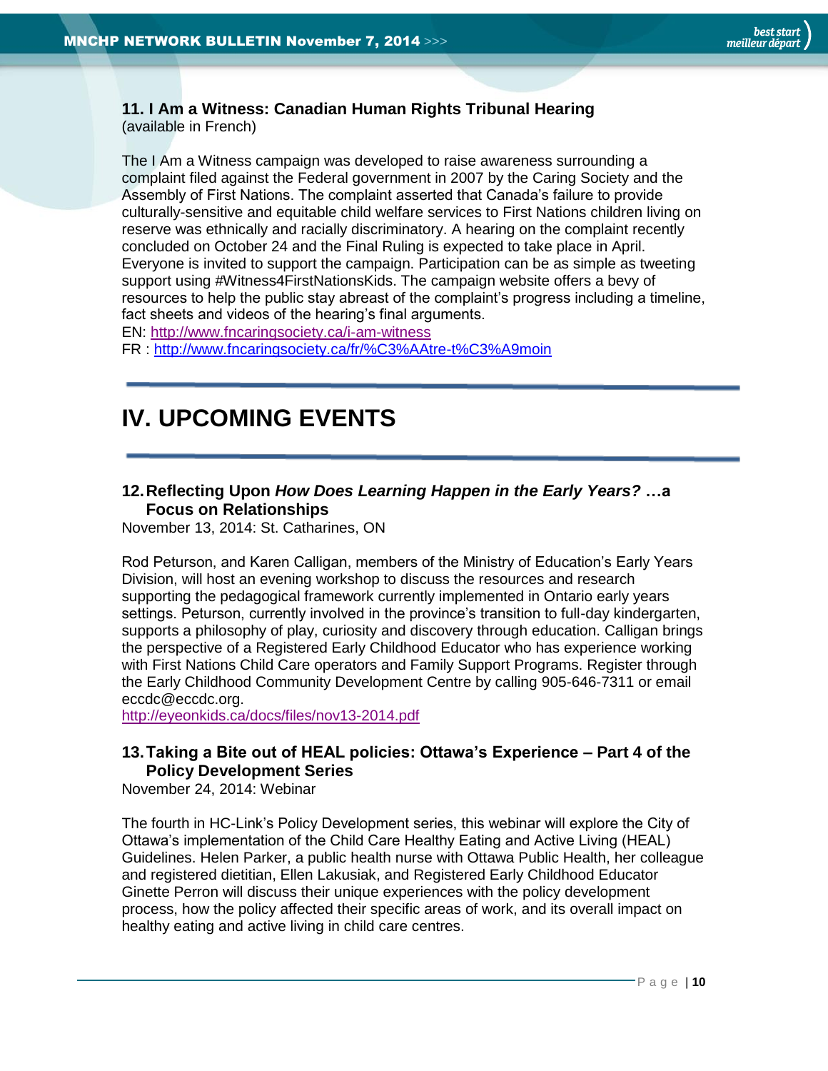### 11. I Am a Witness: Canadian Human Rights Tribunal Hearing

(available in French)

The I Am a Witness campaign was developed to raise awareness surrounding a complaint filed against the Federal government in 2007 by the Caring Society and the Assembly of First Nations. The complaint asserted that Canada's failure to provide culturally-sensitive and equitable child welfare services to First Nations children living on reserve was ethnically and racially discriminatory. A hearing on the complaint recently concluded on October 24 and the Final Ruling is expected to take place in April. Everyone is invited to support the campaign. Participation can be as simple as tweeting support using #Witness4FirstNationsKids. The campaign website offers a bevy of resources to help the public stay abreast of the complaint's progress including a timeline, fact sheets and videos of the hearing's final arguments.

EN: http://www.fncaringsociety.ca/i-am-witness

FR : http://www.fncaringsociety.ca/fr/%C3%AAtre-t%C3%A9moin

---

# IV. UPCOMING EVENTS

---

### 12. Reflecting Upon *How Does Learning Happen in the Early Years?* …a Focus on Relationships

November 13, 2014: St. Catharines, ON

Rod Peturson, and Karen Calligan, members of the Ministry of Education's Early Years Division, will host an evening workshop to discuss the resources and research supporting the pedagogical framework currently implemented in Ontario early years settings. Peturson, currently involved in the province's transition to full-day kindergarten, supports a philosophy of play, curiosity and discovery through education. Calligan brings the perspective of a Registered Early Childhood Educator who has experience working with First Nations Child Care operators and Family Support Programs. Register through the Early Childhood Community Development Centre by calling 905-646-7311 or email eccdc@eccdc.org.

http://eyeonkids.ca/docs/files/nov13-2014.pdf

### 13. Taking a Bite out of HEAL policies: Ottawa's Experience – Part 4 of the Policy Development Series

November 24, 2014: Webinar

The fourth in HC-Link's Policy Development series, this webinar will explore the City of Ottawa's implementation of the Child Care Healthy Eating and Active Living (HEAL) Guidelines. Helen Parker, a public health nurse with Ottawa Public Health, her colleague and registered dietitian, Ellen Lakusiak, and Registered Early Childhood Educator Ginette Perron will discuss their unique experiences with the policy development process, how the policy affected their specific areas of work, and its overall impact on healthy eating and active living in child care centres.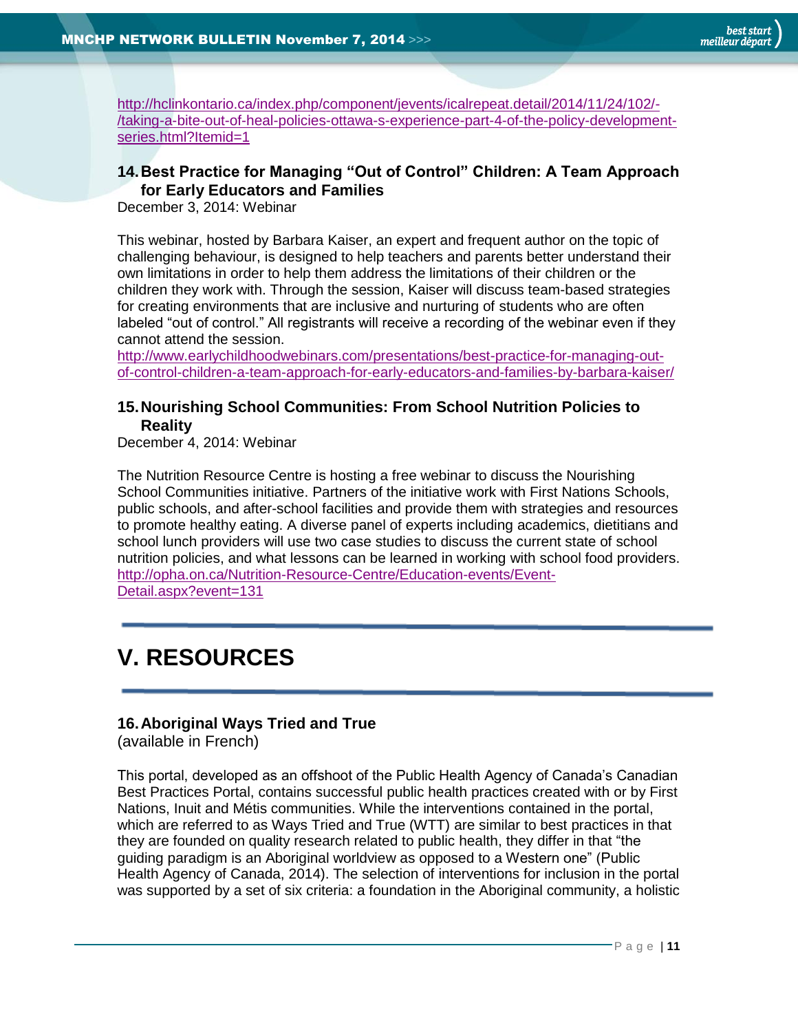http://hclinkontario.ca/index.php/component/jevents/icalrepeat.detail/2014/11/24/102/-/taking-a-bite-out-of-heal-policies-ottawa-s-experience-part-4-of-the-policy-development-series.html?Itemid=1

### 14. Best Practice for Managing “Out of Control” Children: A Team Approach for Early Educators and Families

December 3, 2014: Webinar

This webinar, hosted by Barbara Kaiser, an expert and frequent author on the topic of challenging behaviour, is designed to help teachers and parents better understand their own limitations in order to help them address the limitations of their children or the children they work with. Through the session, Kaiser will discuss team-based strategies for creating environments that are inclusive and nurturing of students who are often labeled “out of control.” All registrants will receive a recording of the webinar even if they cannot attend the session.
http://www.earlychildhoodwebinars.com/presentations/best-practice-for-managing-out-of-control-children-a-team-approach-for-early-educators-and-families-by-barbara-kaiser/

### 15. Nourishing School Communities: From School Nutrition Policies to Reality

December 4, 2014: Webinar

The Nutrition Resource Centre is hosting a free webinar to discuss the Nourishing School Communities initiative. Partners of the initiative work with First Nations Schools, public schools, and after-school facilities and provide them with strategies and resources to promote healthy eating. A diverse panel of experts including academics, dietitians and school lunch providers will use two case studies to discuss the current state of school nutrition policies, and what lessons can be learned in working with school food providers.
http://opha.on.ca/Nutrition-Resource-Centre/Education-events/Event-Detail.aspx?event=131

---

# V. RESOURCES

---

### 16. Aboriginal Ways Tried and True

(available in French)

This portal, developed as an offshoot of the Public Health Agency of Canada’s Canadian Best Practices Portal, contains successful public health practices created with or by First Nations, Inuit and Métis communities. While the interventions contained in the portal, which are referred to as Ways Tried and True (WTT) are similar to best practices in that they are founded on quality research related to public health, they differ in that “the guiding paradigm is an Aboriginal worldview as opposed to a Western one” (Public Health Agency of Canada, 2014). The selection of interventions for inclusion in the portal was supported by a set of six criteria: a foundation in the Aboriginal community, a holistic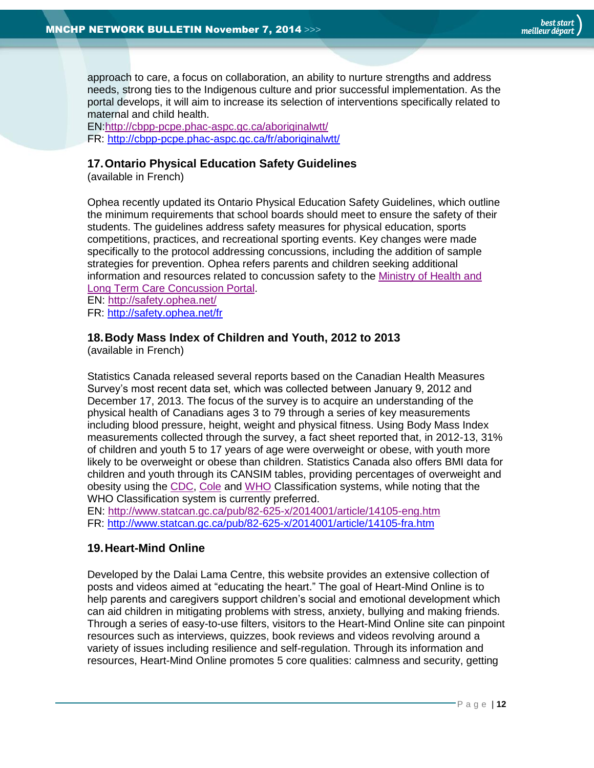approach to care, a focus on collaboration, an ability to nurture strengths and address needs, strong ties to the Indigenous culture and prior successful implementation. As the portal develops, it will aim to increase its selection of interventions specifically related to maternal and child health.
EN:http://cbpp-pcpe.phac-aspc.gc.ca/aboriginalwtt/
FR: http://cbpp-pcpe.phac-aspc.gc.ca/fr/aboriginalwtt/

### 17. Ontario Physical Education Safety Guidelines

(available in French)

Ophea recently updated its Ontario Physical Education Safety Guidelines, which outline the minimum requirements that school boards should meet to ensure the safety of their students. The guidelines address safety measures for physical education, sports competitions, practices, and recreational sporting events. Key changes were made specifically to the protocol addressing concussions, including the addition of sample strategies for prevention. Ophea refers parents and children seeking additional information and resources related to concussion safety to the Ministry of Health and Long Term Care Concussion Portal.
EN: http://safety.ophea.net/
FR: http://safety.ophea.net/fr

### 18. Body Mass Index of Children and Youth, 2012 to 2013

(available in French)

Statistics Canada released several reports based on the Canadian Health Measures Survey's most recent data set, which was collected between January 9, 2012 and December 17, 2013. The focus of the survey is to acquire an understanding of the physical health of Canadians ages 3 to 79 through a series of key measurements including blood pressure, height, weight and physical fitness. Using Body Mass Index measurements collected through the survey, a fact sheet reported that, in 2012-13, 31% of children and youth 5 to 17 years of age were overweight or obese, with youth more likely to be overweight or obese than children. Statistics Canada also offers BMI data for children and youth through its CANSIM tables, providing percentages of overweight and obesity using the CDC, Cole and WHO Classification systems, while noting that the WHO Classification system is currently preferred.
EN: http://www.statcan.gc.ca/pub/82-625-x/2014001/article/14105-eng.htm
FR: http://www.statcan.gc.ca/pub/82-625-x/2014001/article/14105-fra.htm

### 19. Heart-Mind Online

Developed by the Dalai Lama Centre, this website provides an extensive collection of posts and videos aimed at "educating the heart." The goal of Heart-Mind Online is to help parents and caregivers support children's social and emotional development which can aid children in mitigating problems with stress, anxiety, bullying and making friends. Through a series of easy-to-use filters, visitors to the Heart-Mind Online site can pinpoint resources such as interviews, quizzes, book reviews and videos revolving around a variety of issues including resilience and self-regulation. Through its information and resources, Heart-Mind Online promotes 5 core qualities: calmness and security, getting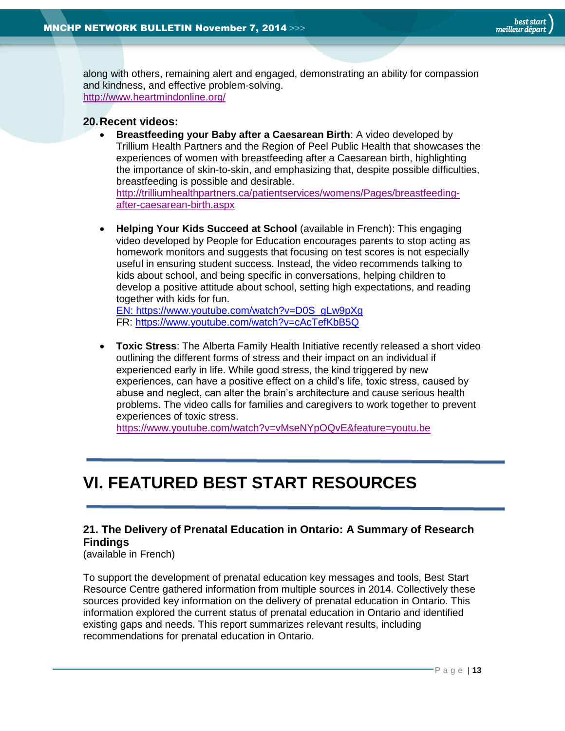along with others, remaining alert and engaged, demonstrating an ability for compassion and kindness, and effective problem-solving.
http://www.heartmindonline.org/

### 20. Recent videos:

- **Breastfeeding your Baby after a Caesarean Birth**: A video developed by Trillium Health Partners and the Region of Peel Public Health that showcases the experiences of women with breastfeeding after a Caesarean birth, highlighting the importance of skin-to-skin, and emphasizing that, despite possible difficulties, breastfeeding is possible and desirable.
  http://trilliumhealthpartners.ca/patientservices/womens/Pages/breastfeeding-after-caesarean-birth.aspx

- **Helping Your Kids Succeed at School** (available in French): This engaging video developed by People for Education encourages parents to stop acting as homework monitors and suggests that focusing on test scores is not especially useful in ensuring student success. Instead, the video recommends talking to kids about school, and being specific in conversations, helping children to develop a positive attitude about school, setting high expectations, and reading together with kids for fun.
  EN: https://www.youtube.com/watch?v=D0S_gLw9pXg
  FR: https://www.youtube.com/watch?v=cAcTefKbB5Q

- **Toxic Stress**: The Alberta Family Health Initiative recently released a short video outlining the different forms of stress and their impact on an individual if experienced early in life. While good stress, the kind triggered by new experiences, can have a positive effect on a child's life, toxic stress, caused by abuse and neglect, can alter the brain's architecture and cause serious health problems. The video calls for families and caregivers to work together to prevent experiences of toxic stress.
  https://www.youtube.com/watch?v=vMseNYpOQvE&feature=youtu.be

# VI. FEATURED BEST START RESOURCES

### 21. The Delivery of Prenatal Education in Ontario: A Summary of Research Findings

(available in French)

To support the development of prenatal education key messages and tools, Best Start Resource Centre gathered information from multiple sources in 2014. Collectively these sources provided key information on the delivery of prenatal education in Ontario. This information explored the current status of prenatal education in Ontario and identified existing gaps and needs. This report summarizes relevant results, including recommendations for prenatal education in Ontario.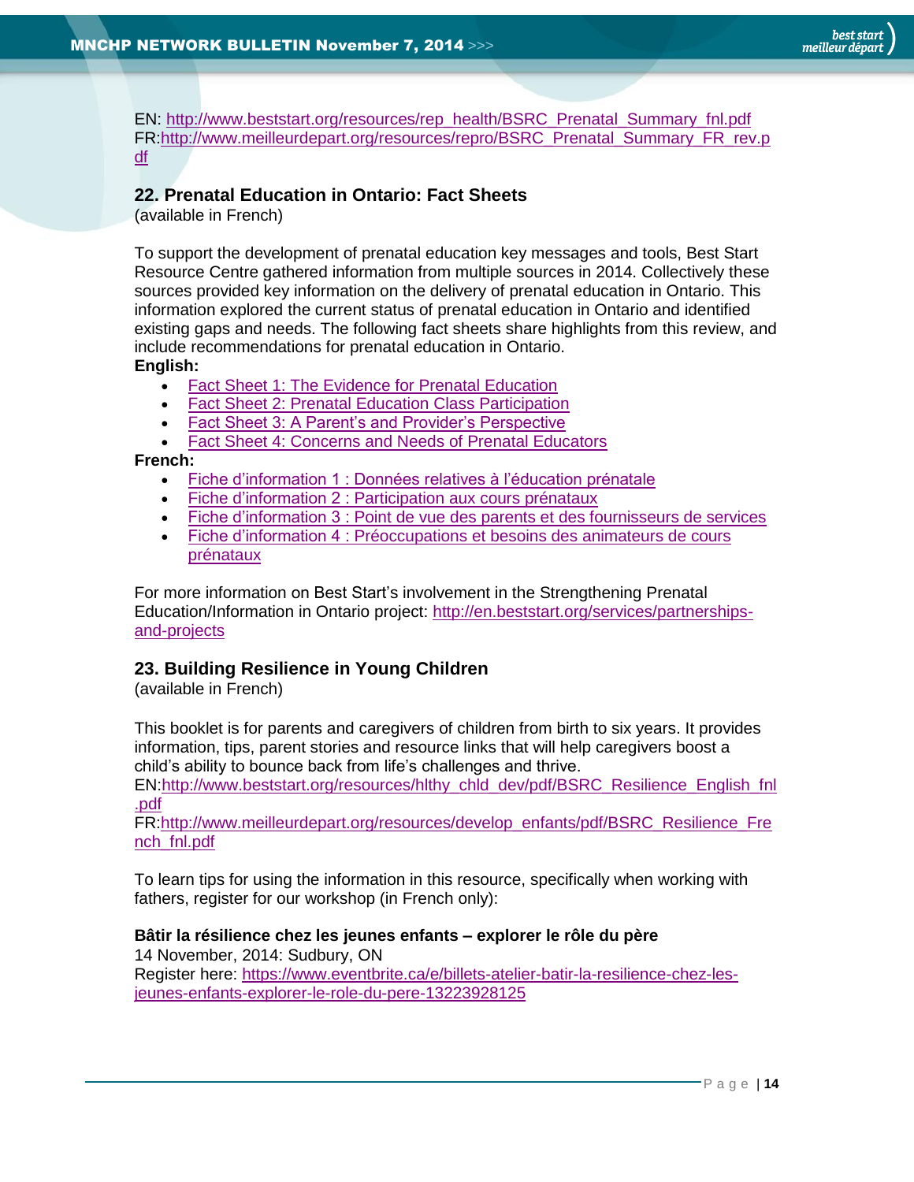EN: http://www.beststart.org/resources/rep_health/BSRC_Prenatal_Summary_fnl.pdf
FR: http://www.meilleurdepart.org/resources/repro/BSRC_Prenatal_Summary_FR_rev.pdf

### 22. Prenatal Education in Ontario: Fact Sheets

(available in French)

To support the development of prenatal education key messages and tools, Best Start Resource Centre gathered information from multiple sources in 2014. Collectively these sources provided key information on the delivery of prenatal education in Ontario. This information explored the current status of prenatal education in Ontario and identified existing gaps and needs. The following fact sheets share highlights from this review, and include recommendations for prenatal education in Ontario.

**English:**

- Fact Sheet 1: The Evidence for Prenatal Education
- Fact Sheet 2: Prenatal Education Class Participation
- Fact Sheet 3: A Parent's and Provider's Perspective
- Fact Sheet 4: Concerns and Needs of Prenatal Educators

**French:**

- Fiche d'information 1 : Données relatives à l'éducation prénatale
- Fiche d'information 2 : Participation aux cours prénataux
- Fiche d'information 3 : Point de vue des parents et des fournisseurs de services
- Fiche d'information 4 : Préoccupations et besoins des animateurs de cours prénataux

For more information on Best Start's involvement in the Strengthening Prenatal Education/Information in Ontario project: http://en.beststart.org/services/partnerships-and-projects

### 23. Building Resilience in Young Children

(available in French)

This booklet is for parents and caregivers of children from birth to six years. It provides information, tips, parent stories and resource links that will help caregivers boost a child's ability to bounce back from life's challenges and thrive.
EN: http://www.beststart.org/resources/hlthy_chld_dev/pdf/BSRC_Resilience_English_fnl.pdf
FR: http://www.meilleurdepart.org/resources/develop_enfants/pdf/BSRC_Resilience_French_fnl.pdf

To learn tips for using the information in this resource, specifically when working with fathers, register for our workshop (in French only):

**Bâtir la résilience chez les jeunes enfants – explorer le rôle du père**
14 November, 2014: Sudbury, ON
Register here: https://www.eventbrite.ca/e/billets-atelier-batir-la-resilience-chez-les-jeunes-enfants-explorer-le-role-du-pere-13223928125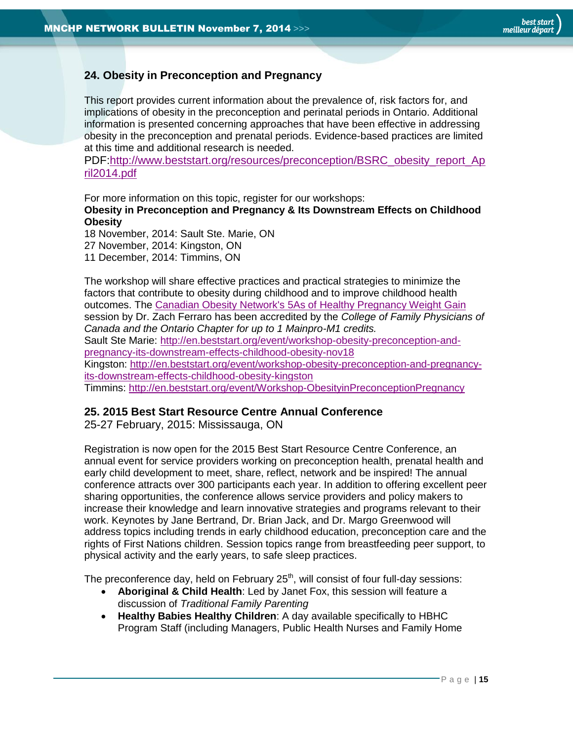### 24. Obesity in Preconception and Pregnancy

This report provides current information about the prevalence of, risk factors for, and implications of obesity in the preconception and perinatal periods in Ontario. Additional information is presented concerning approaches that have been effective in addressing obesity in the preconception and prenatal periods. Evidence-based practices are limited at this time and additional research is needed.
PDF:http://www.beststart.org/resources/preconception/BSRC_obesity_report_April2014.pdf

For more information on this topic, register for our workshops:
**Obesity in Preconception and Pregnancy & Its Downstream Effects on Childhood Obesity**
18 November, 2014: Sault Ste. Marie, ON
27 November, 2014: Kingston, ON
11 December, 2014: Timmins, ON

The workshop will share effective practices and practical strategies to minimize the factors that contribute to obesity during childhood and to improve childhood health outcomes. The Canadian Obesity Network's 5As of Healthy Pregnancy Weight Gain session by Dr. Zach Ferraro has been accredited by the *College of Family Physicians of Canada and the Ontario Chapter for up to 1 Mainpro-M1 credits.*
Sault Ste Marie: http://en.beststart.org/event/workshop-obesity-preconception-and-pregnancy-its-downstream-effects-childhood-obesity-nov18
Kingston: http://en.beststart.org/event/workshop-obesity-preconception-and-pregnancy-its-downstream-effects-childhood-obesity-kingston
Timmins: http://en.beststart.org/event/Workshop-ObesityinPreconceptionPregnancy

### 25. 2015 Best Start Resource Centre Annual Conference

25-27 February, 2015: Mississauga, ON

Registration is now open for the 2015 Best Start Resource Centre Conference, an annual event for service providers working on preconception health, prenatal health and early child development to meet, share, reflect, network and be inspired! The annual conference attracts over 300 participants each year. In addition to offering excellent peer sharing opportunities, the conference allows service providers and policy makers to increase their knowledge and learn innovative strategies and programs relevant to their work. Keynotes by Jane Bertrand, Dr. Brian Jack, and Dr. Margo Greenwood will address topics including trends in early childhood education, preconception care and the rights of First Nations children. Session topics range from breastfeeding peer support, to physical activity and the early years, to safe sleep practices.

The preconference day, held on February 25th, will consist of four full-day sessions:

- **Aboriginal & Child Health**: Led by Janet Fox, this session will feature a discussion of *Traditional Family Parenting*
- **Healthy Babies Healthy Children**: A day available specifically to HBHC Program Staff (including Managers, Public Health Nurses and Family Home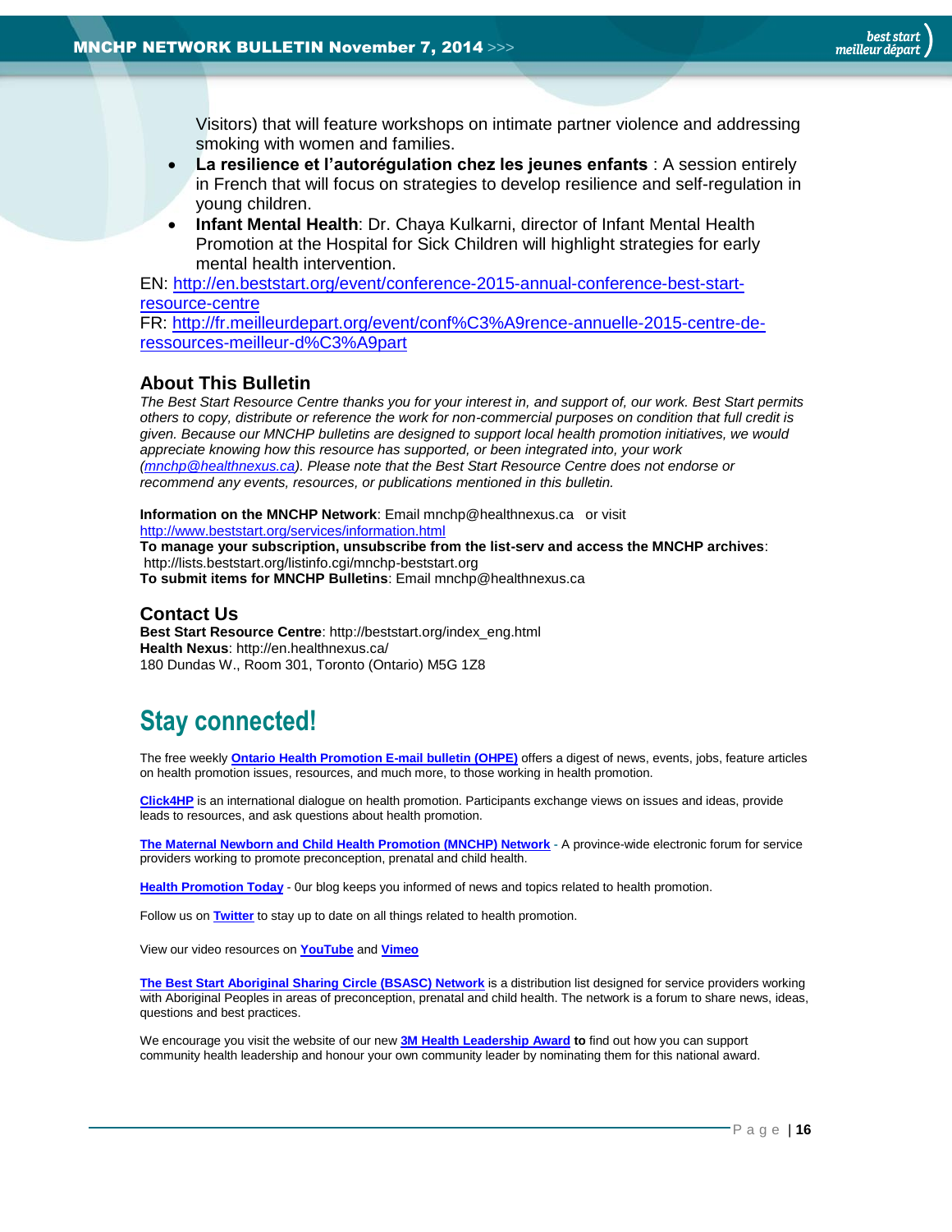Visitors) that will feature workshops on intimate partner violence and addressing smoking with women and families.

- **La resilience et l'autorégulation chez les jeunes enfants** : A session entirely in French that will focus on strategies to develop resilience and self-regulation in young children.
- **Infant Mental Health**: Dr. Chaya Kulkarni, director of Infant Mental Health Promotion at the Hospital for Sick Children will highlight strategies for early mental health intervention.

EN: http://en.beststart.org/event/conference-2015-annual-conference-best-start-resource-centre
FR: http://fr.meilleurdepart.org/event/conf%C3%A9rence-annuelle-2015-centre-de-ressources-meilleur-d%C3%A9part

## About This Bulletin

*The Best Start Resource Centre thanks you for your interest in, and support of, our work. Best Start permits others to copy, distribute or reference the work for non-commercial purposes on condition that full credit is given. Because our MNCHP bulletins are designed to support local health promotion initiatives, we would appreciate knowing how this resource has supported, or been integrated into, your work (mnchp@healthnexus.ca). Please note that the Best Start Resource Centre does not endorse or recommend any events, resources, or publications mentioned in this bulletin.*

**Information on the MNCHP Network**: Email mnchp@healthnexus.ca or visit http://www.beststart.org/services/information.html
**To manage your subscription, unsubscribe from the list-serv and access the MNCHP archives**: http://lists.beststart.org/listinfo.cgi/mnchp-beststart.org
**To submit items for MNCHP Bulletins**: Email mnchp@healthnexus.ca

## Contact Us

**Best Start Resource Centre**: http://beststart.org/index_eng.html
**Health Nexus**: http://en.healthnexus.ca/
180 Dundas W., Room 301, Toronto (Ontario) M5G 1Z8

# Stay connected!

The free weekly **Ontario Health Promotion E-mail bulletin (OHPE)** offers a digest of news, events, jobs, feature articles on health promotion issues, resources, and much more, to those working in health promotion.

**Click4HP** is an international dialogue on health promotion. Participants exchange views on issues and ideas, provide leads to resources, and ask questions about health promotion.

**The Maternal Newborn and Child Health Promotion (MNCHP) Network** - A province-wide electronic forum for service providers working to promote preconception, prenatal and child health.

**Health Promotion Today** - 0ur blog keeps you informed of news and topics related to health promotion.

Follow us on **Twitter** to stay up to date on all things related to health promotion.

View our video resources on **YouTube** and **Vimeo**

**The Best Start Aboriginal Sharing Circle (BSASC) Network** is a distribution list designed for service providers working with Aboriginal Peoples in areas of preconception, prenatal and child health. The network is a forum to share news, ideas, questions and best practices.

We encourage you visit the website of our new **3M Health Leadership Award** **to** find out how you can support community health leadership and honour your own community leader by nominating them for this national award.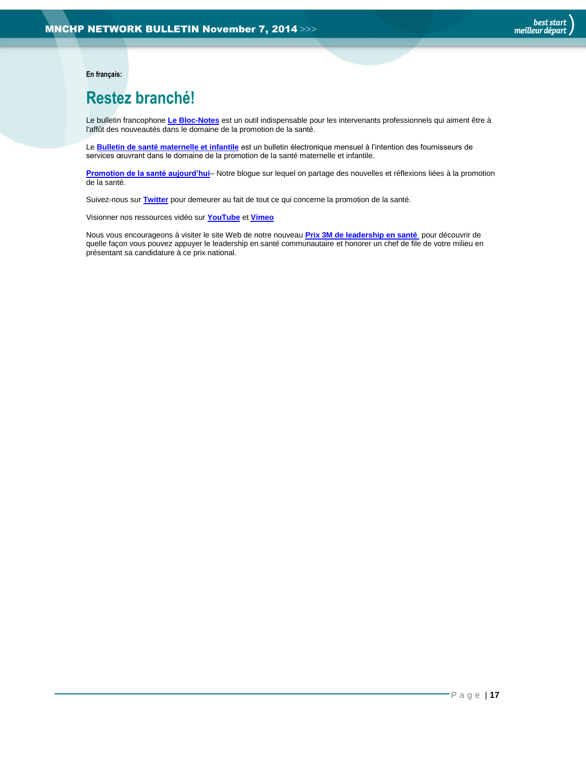**En français:**

# Restez branché!

Le bulletin francophone **Le Bloc-Notes** est un outil indispensable pour les intervenants professionnels qui aiment être à l'affût des nouveautés dans le domaine de la promotion de la santé.

Le **Bulletin de santé maternelle et infantile** est un bulletin électronique mensuel à l'intention des fournisseurs de services œuvrant dans le domaine de la promotion de la santé maternelle et infantile.

**Promotion de la santé aujourd'hui**– Notre blogue sur lequel on partage des nouvelles et réflexions liées à la promotion de la santé.

Suivez-nous sur **Twitter** pour demeurer au fait de tout ce qui concerne la promotion de la santé.

Visionner nos ressources vidéo sur **YouTube** et **Vimeo**

Nous vous encourageons à visiter le site Web de notre nouveau **Prix 3M de leadership en santé** pour découvrir de quelle façon vous pouvez appuyer le leadership en santé communautaire et honorer un chef de file de votre milieu en présentant sa candidature à ce prix national.